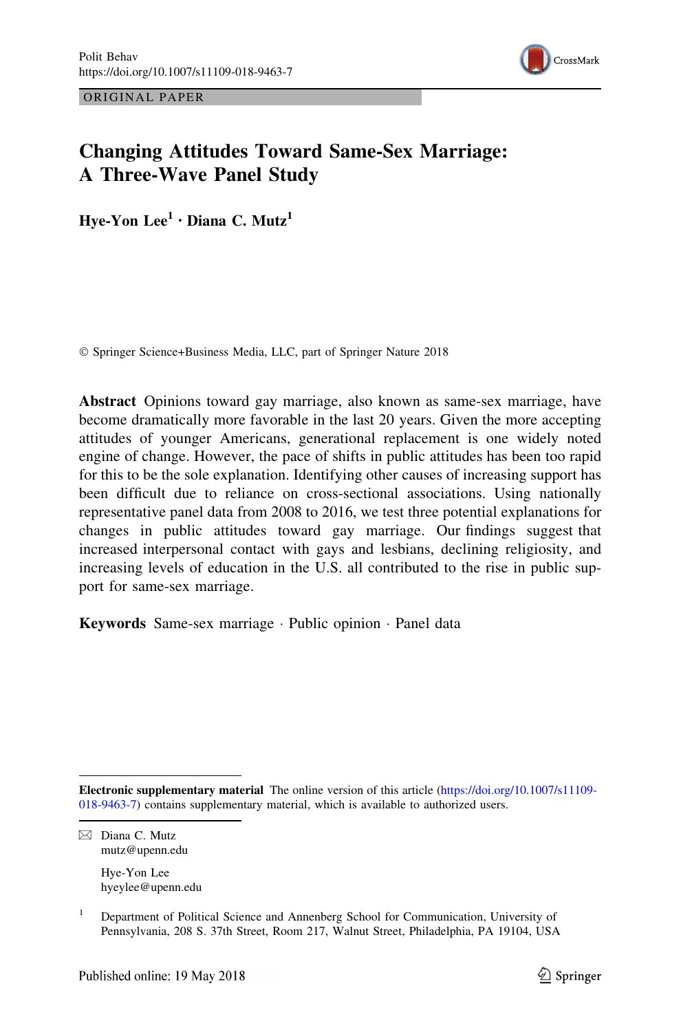ORIGINAL PAPER

# Changing Attitudes Toward Same-Sex Marriage: A Three-Wave Panel Study

**Hye-Yon Lee[1] · Diana C. Mutz[1]**

© Springer Science+Business Media, LLC, part of Springer Nature 2018

**Abstract** Opinions toward gay marriage, also known as same-sex marriage, have become dramatically more favorable in the last 20 years. Given the more accepting attitudes of younger Americans, generational replacement is one widely noted engine of change. However, the pace of shifts in public attitudes has been too rapid for this to be the sole explanation. Identifying other causes of increasing support has been difficult due to reliance on cross-sectional associations. Using nationally representative panel data from 2008 to 2016, we test three potential explanations for changes in public attitudes toward gay marriage. Our findings suggest that increased interpersonal contact with gays and lesbians, declining religiosity, and increasing levels of education in the U.S. all contributed to the rise in public support for same-sex marriage.

**Keywords** Same-sex marriage · Public opinion · Panel data

**Electronic supplementary material** The online version of this article (https://doi.org/10.1007/s11109-018-9463-7) contains supplementary material, which is available to authorized users.

✉ Diana C. Mutz
mutz@upenn.edu

Hye-Yon Lee
hyeylee@upenn.edu

[1] Department of Political Science and Annenberg School for Communication, University of Pennsylvania, 208 S. 37th Street, Room 217, Walnut Street, Philadelphia, PA 19104, USA

Published online: 19 May 2018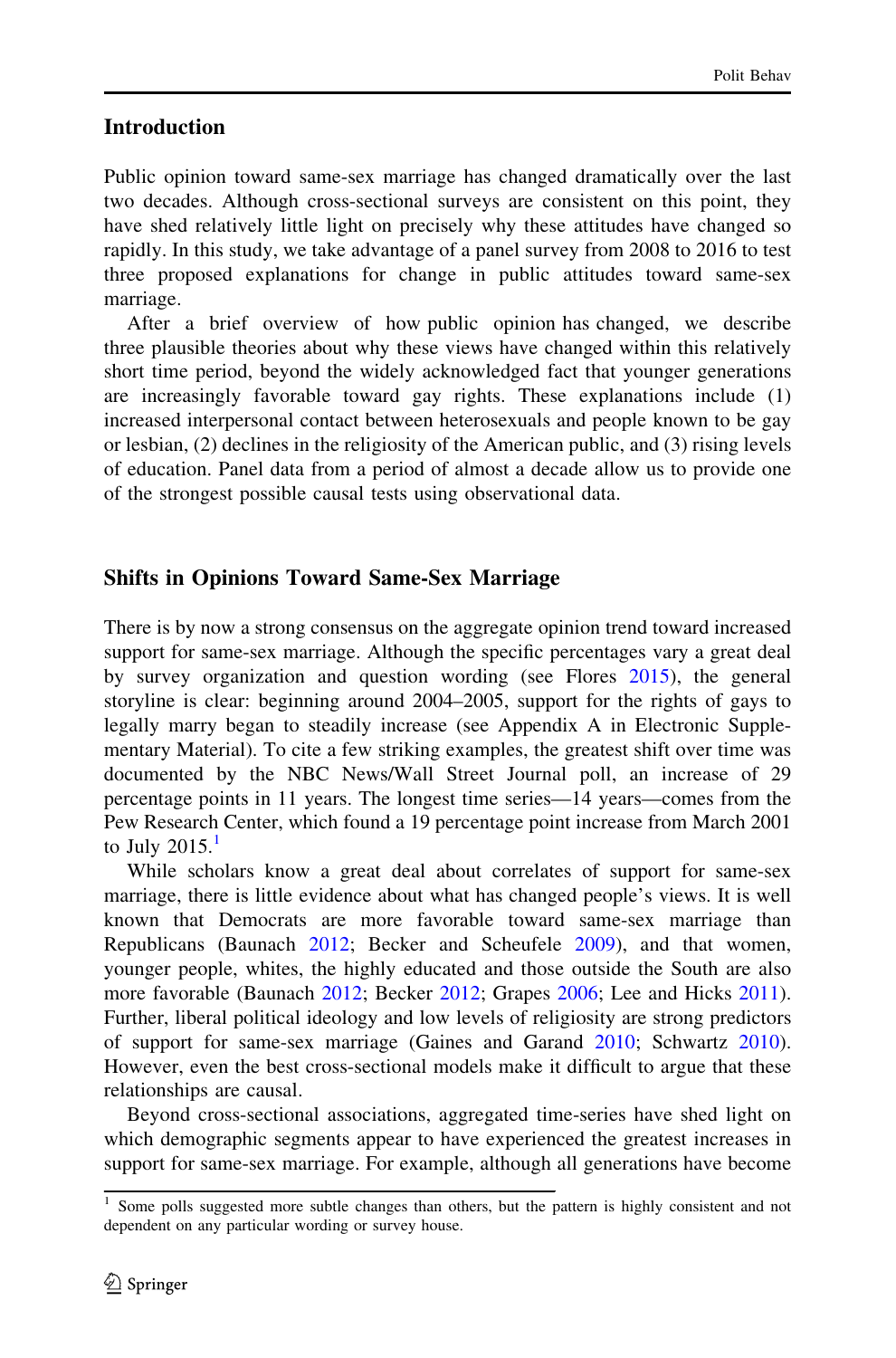## Introduction

Public opinion toward same-sex marriage has changed dramatically over the last two decades. Although cross-sectional surveys are consistent on this point, they have shed relatively little light on precisely why these attitudes have changed so rapidly. In this study, we take advantage of a panel survey from 2008 to 2016 to test three proposed explanations for change in public attitudes toward same-sex marriage.

After a brief overview of how public opinion has changed, we describe three plausible theories about why these views have changed within this relatively short time period, beyond the widely acknowledged fact that younger generations are increasingly favorable toward gay rights. These explanations include (1) increased interpersonal contact between heterosexuals and people known to be gay or lesbian, (2) declines in the religiosity of the American public, and (3) rising levels of education. Panel data from a period of almost a decade allow us to provide one of the strongest possible causal tests using observational data.

## Shifts in Opinions Toward Same-Sex Marriage

There is by now a strong consensus on the aggregate opinion trend toward increased support for same-sex marriage. Although the specific percentages vary a great deal by survey organization and question wording (see Flores 2015), the general storyline is clear: beginning around 2004–2005, support for the rights of gays to legally marry began to steadily increase (see Appendix A in Electronic Supplementary Material). To cite a few striking examples, the greatest shift over time was documented by the NBC News/Wall Street Journal poll, an increase of 29 percentage points in 11 years. The longest time series—14 years—comes from the Pew Research Center, which found a 19 percentage point increase from March 2001 to July 2015.[1]

While scholars know a great deal about correlates of support for same-sex marriage, there is little evidence about what has changed people's views. It is well known that Democrats are more favorable toward same-sex marriage than Republicans (Baunach 2012; Becker and Scheufele 2009), and that women, younger people, whites, the highly educated and those outside the South are also more favorable (Baunach 2012; Becker 2012; Grapes 2006; Lee and Hicks 2011). Further, liberal political ideology and low levels of religiosity are strong predictors of support for same-sex marriage (Gaines and Garand 2010; Schwartz 2010). However, even the best cross-sectional models make it difficult to argue that these relationships are causal.

Beyond cross-sectional associations, aggregated time-series have shed light on which demographic segments appear to have experienced the greatest increases in support for same-sex marriage. For example, although all generations have become

[1] Some polls suggested more subtle changes than others, but the pattern is highly consistent and not dependent on any particular wording or survey house.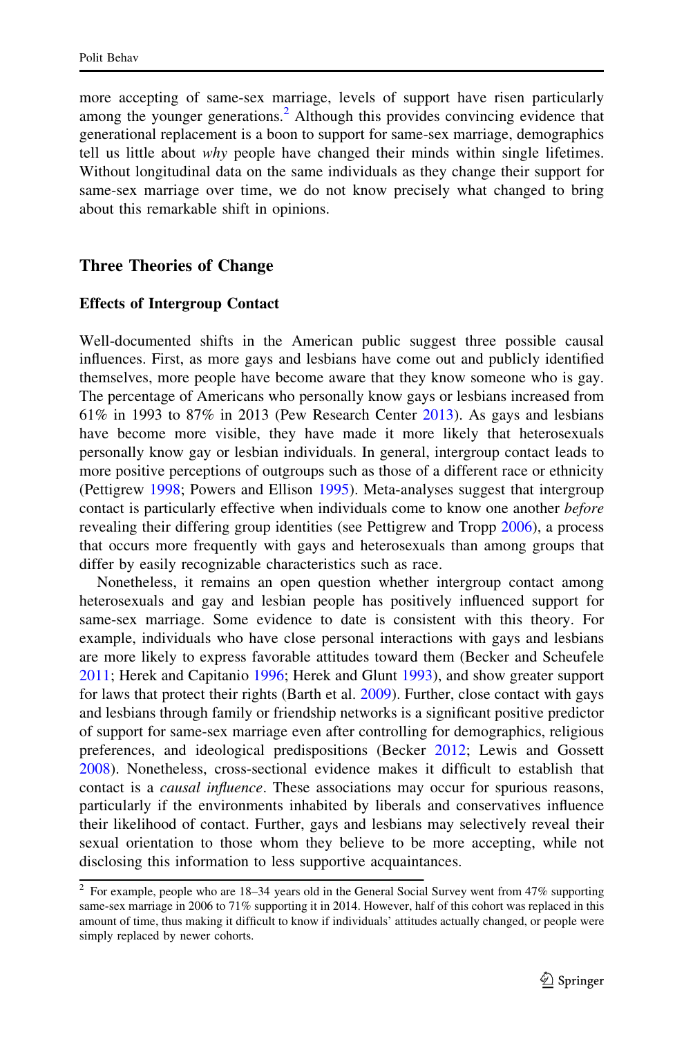more accepting of same-sex marriage, levels of support have risen particularly among the younger generations.[2] Although this provides convincing evidence that generational replacement is a boon to support for same-sex marriage, demographics tell us little about *why* people have changed their minds within single lifetimes. Without longitudinal data on the same individuals as they change their support for same-sex marriage over time, we do not know precisely what changed to bring about this remarkable shift in opinions.

## Three Theories of Change

### Effects of Intergroup Contact

Well-documented shifts in the American public suggest three possible causal influences. First, as more gays and lesbians have come out and publicly identified themselves, more people have become aware that they know someone who is gay. The percentage of Americans who personally know gays or lesbians increased from 61% in 1993 to 87% in 2013 (Pew Research Center 2013). As gays and lesbians have become more visible, they have made it more likely that heterosexuals personally know gay or lesbian individuals. In general, intergroup contact leads to more positive perceptions of outgroups such as those of a different race or ethnicity (Pettigrew 1998; Powers and Ellison 1995). Meta-analyses suggest that intergroup contact is particularly effective when individuals come to know one another *before* revealing their differing group identities (see Pettigrew and Tropp 2006), a process that occurs more frequently with gays and heterosexuals than among groups that differ by easily recognizable characteristics such as race.

Nonetheless, it remains an open question whether intergroup contact among heterosexuals and gay and lesbian people has positively influenced support for same-sex marriage. Some evidence to date is consistent with this theory. For example, individuals who have close personal interactions with gays and lesbians are more likely to express favorable attitudes toward them (Becker and Scheufele 2011; Herek and Capitanio 1996; Herek and Glunt 1993), and show greater support for laws that protect their rights (Barth et al. 2009). Further, close contact with gays and lesbians through family or friendship networks is a significant positive predictor of support for same-sex marriage even after controlling for demographics, religious preferences, and ideological predispositions (Becker 2012; Lewis and Gossett 2008). Nonetheless, cross-sectional evidence makes it difficult to establish that contact is a *causal influence*. These associations may occur for spurious reasons, particularly if the environments inhabited by liberals and conservatives influence their likelihood of contact. Further, gays and lesbians may selectively reveal their sexual orientation to those whom they believe to be more accepting, while not disclosing this information to less supportive acquaintances.

[2] For example, people who are 18–34 years old in the General Social Survey went from 47% supporting same-sex marriage in 2006 to 71% supporting it in 2014. However, half of this cohort was replaced in this amount of time, thus making it difficult to know if individuals' attitudes actually changed, or people were simply replaced by newer cohorts.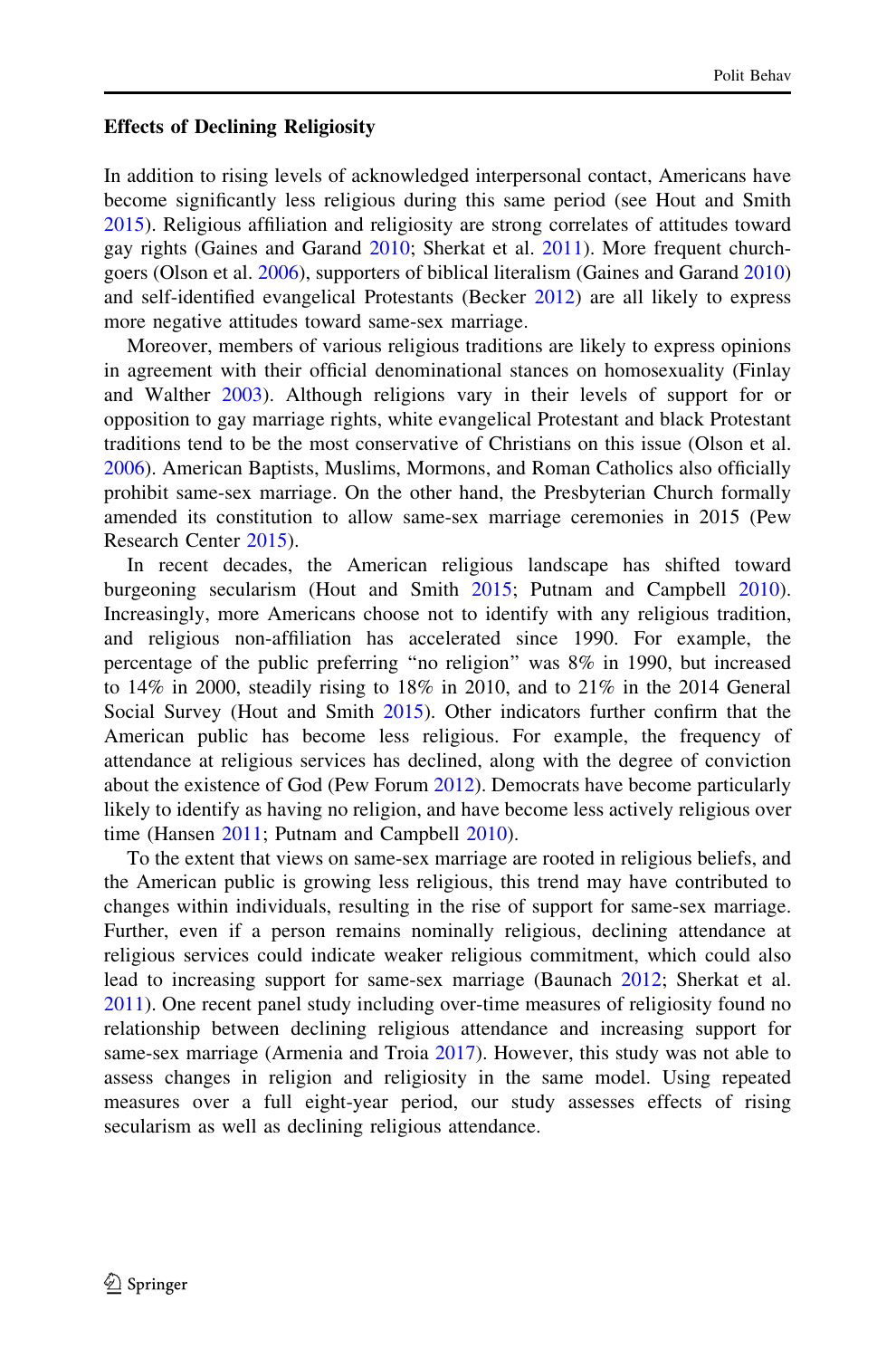### Effects of Declining Religiosity

In addition to rising levels of acknowledged interpersonal contact, Americans have become significantly less religious during this same period (see Hout and Smith 2015). Religious affiliation and religiosity are strong correlates of attitudes toward gay rights (Gaines and Garand 2010; Sherkat et al. 2011). More frequent churchgoers (Olson et al. 2006), supporters of biblical literalism (Gaines and Garand 2010) and self-identified evangelical Protestants (Becker 2012) are all likely to express more negative attitudes toward same-sex marriage.

Moreover, members of various religious traditions are likely to express opinions in agreement with their official denominational stances on homosexuality (Finlay and Walther 2003). Although religions vary in their levels of support for or opposition to gay marriage rights, white evangelical Protestant and black Protestant traditions tend to be the most conservative of Christians on this issue (Olson et al. 2006). American Baptists, Muslims, Mormons, and Roman Catholics also officially prohibit same-sex marriage. On the other hand, the Presbyterian Church formally amended its constitution to allow same-sex marriage ceremonies in 2015 (Pew Research Center 2015).

In recent decades, the American religious landscape has shifted toward burgeoning secularism (Hout and Smith 2015; Putnam and Campbell 2010). Increasingly, more Americans choose not to identify with any religious tradition, and religious non-affiliation has accelerated since 1990. For example, the percentage of the public preferring "no religion" was 8% in 1990, but increased to 14% in 2000, steadily rising to 18% in 2010, and to 21% in the 2014 General Social Survey (Hout and Smith 2015). Other indicators further confirm that the American public has become less religious. For example, the frequency of attendance at religious services has declined, along with the degree of conviction about the existence of God (Pew Forum 2012). Democrats have become particularly likely to identify as having no religion, and have become less actively religious over time (Hansen 2011; Putnam and Campbell 2010).

To the extent that views on same-sex marriage are rooted in religious beliefs, and the American public is growing less religious, this trend may have contributed to changes within individuals, resulting in the rise of support for same-sex marriage. Further, even if a person remains nominally religious, declining attendance at religious services could indicate weaker religious commitment, which could also lead to increasing support for same-sex marriage (Baunach 2012; Sherkat et al. 2011). One recent panel study including over-time measures of religiosity found no relationship between declining religious attendance and increasing support for same-sex marriage (Armenia and Troia 2017). However, this study was not able to assess changes in religion and religiosity in the same model. Using repeated measures over a full eight-year period, our study assesses effects of rising secularism as well as declining religious attendance.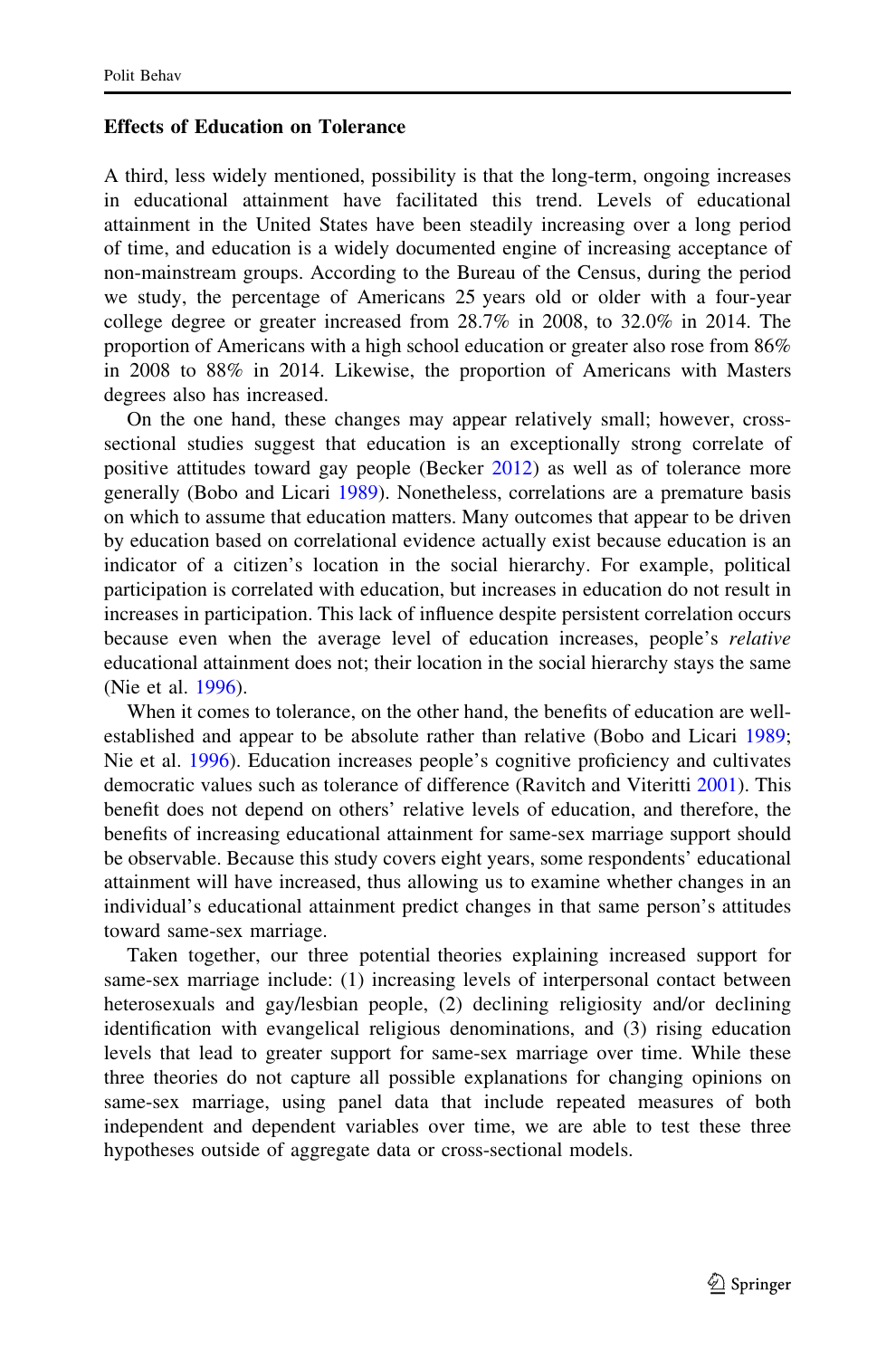### Effects of Education on Tolerance

A third, less widely mentioned, possibility is that the long-term, ongoing increases in educational attainment have facilitated this trend. Levels of educational attainment in the United States have been steadily increasing over a long period of time, and education is a widely documented engine of increasing acceptance of non-mainstream groups. According to the Bureau of the Census, during the period we study, the percentage of Americans 25 years old or older with a four-year college degree or greater increased from 28.7% in 2008, to 32.0% in 2014. The proportion of Americans with a high school education or greater also rose from 86% in 2008 to 88% in 2014. Likewise, the proportion of Americans with Masters degrees also has increased.

On the one hand, these changes may appear relatively small; however, cross-sectional studies suggest that education is an exceptionally strong correlate of positive attitudes toward gay people (Becker 2012) as well as of tolerance more generally (Bobo and Licari 1989). Nonetheless, correlations are a premature basis on which to assume that education matters. Many outcomes that appear to be driven by education based on correlational evidence actually exist because education is an indicator of a citizen's location in the social hierarchy. For example, political participation is correlated with education, but increases in education do not result in increases in participation. This lack of influence despite persistent correlation occurs because even when the average level of education increases, people's *relative* educational attainment does not; their location in the social hierarchy stays the same (Nie et al. 1996).

When it comes to tolerance, on the other hand, the benefits of education are well-established and appear to be absolute rather than relative (Bobo and Licari 1989; Nie et al. 1996). Education increases people's cognitive proficiency and cultivates democratic values such as tolerance of difference (Ravitch and Viteritti 2001). This benefit does not depend on others' relative levels of education, and therefore, the benefits of increasing educational attainment for same-sex marriage support should be observable. Because this study covers eight years, some respondents' educational attainment will have increased, thus allowing us to examine whether changes in an individual's educational attainment predict changes in that same person's attitudes toward same-sex marriage.

Taken together, our three potential theories explaining increased support for same-sex marriage include: (1) increasing levels of interpersonal contact between heterosexuals and gay/lesbian people, (2) declining religiosity and/or declining identification with evangelical religious denominations, and (3) rising education levels that lead to greater support for same-sex marriage over time. While these three theories do not capture all possible explanations for changing opinions on same-sex marriage, using panel data that include repeated measures of both independent and dependent variables over time, we are able to test these three hypotheses outside of aggregate data or cross-sectional models.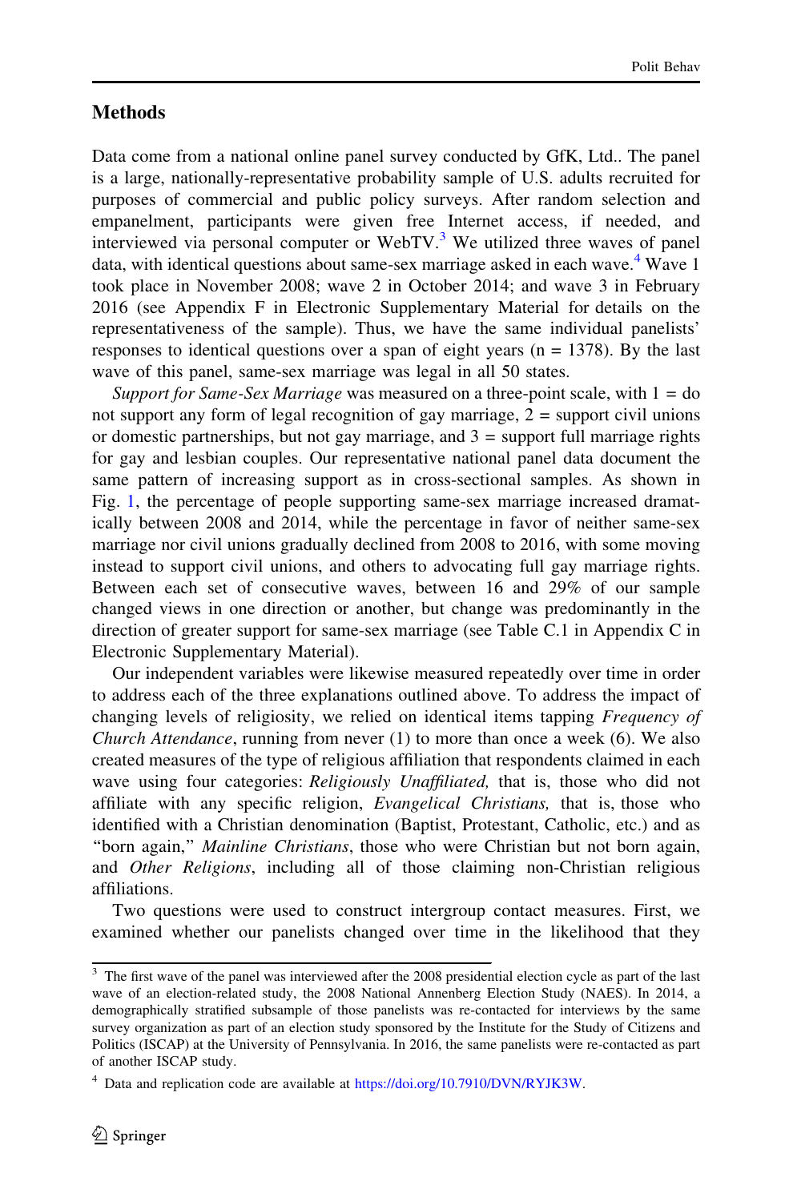## Methods

Data come from a national online panel survey conducted by GfK, Ltd.. The panel is a large, nationally-representative probability sample of U.S. adults recruited for purposes of commercial and public policy surveys. After random selection and empanelment, participants were given free Internet access, if needed, and interviewed via personal computer or WebTV.[3] We utilized three waves of panel data, with identical questions about same-sex marriage asked in each wave.[4] Wave 1 took place in November 2008; wave 2 in October 2014; and wave 3 in February 2016 (see Appendix F in Electronic Supplementary Material for details on the representativeness of the sample). Thus, we have the same individual panelists' responses to identical questions over a span of eight years (n = 1378). By the last wave of this panel, same-sex marriage was legal in all 50 states.

*Support for Same-Sex Marriage* was measured on a three-point scale, with 1 = do not support any form of legal recognition of gay marriage, 2 = support civil unions or domestic partnerships, but not gay marriage, and 3 = support full marriage rights for gay and lesbian couples. Our representative national panel data document the same pattern of increasing support as in cross-sectional samples. As shown in Fig. 1, the percentage of people supporting same-sex marriage increased dramatically between 2008 and 2014, while the percentage in favor of neither same-sex marriage nor civil unions gradually declined from 2008 to 2016, with some moving instead to support civil unions, and others to advocating full gay marriage rights. Between each set of consecutive waves, between 16 and 29% of our sample changed views in one direction or another, but change was predominantly in the direction of greater support for same-sex marriage (see Table C.1 in Appendix C in Electronic Supplementary Material).

Our independent variables were likewise measured repeatedly over time in order to address each of the three explanations outlined above. To address the impact of changing levels of religiosity, we relied on identical items tapping *Frequency of Church Attendance*, running from never (1) to more than once a week (6). We also created measures of the type of religious affiliation that respondents claimed in each wave using four categories: *Religiously Unaffiliated,* that is, those who did not affiliate with any specific religion, *Evangelical Christians,* that is, those who identified with a Christian denomination (Baptist, Protestant, Catholic, etc.) and as "born again," *Mainline Christians*, those who were Christian but not born again, and *Other Religions*, including all of those claiming non-Christian religious affiliations.

Two questions were used to construct intergroup contact measures. First, we examined whether our panelists changed over time in the likelihood that they

---

[3] The first wave of the panel was interviewed after the 2008 presidential election cycle as part of the last wave of an election-related study, the 2008 National Annenberg Election Study (NAES). In 2014, a demographically stratified subsample of those panelists was re-contacted for interviews by the same survey organization as part of an election study sponsored by the Institute for the Study of Citizens and Politics (ISCAP) at the University of Pennsylvania. In 2016, the same panelists were re-contacted as part of another ISCAP study.

[4] Data and replication code are available at https://doi.org/10.7910/DVN/RYJK3W.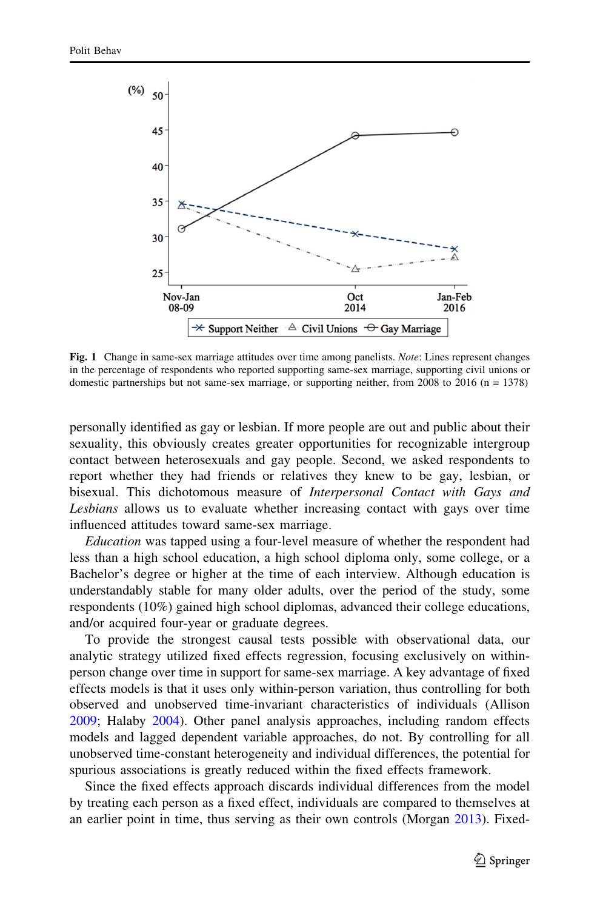Fig. 1 Change in same-sex marriage attitudes over time among panelists. *Note*: Lines represent changes in the percentage of respondents who reported supporting same-sex marriage, supporting civil unions or domestic partnerships but not same-sex marriage, or supporting neither, from 2008 to 2016 (n = 1378)

personally identified as gay or lesbian. If more people are out and public about their sexuality, this obviously creates greater opportunities for recognizable intergroup contact between heterosexuals and gay people. Second, we asked respondents to report whether they had friends or relatives they knew to be gay, lesbian, or bisexual. This dichotomous measure of *Interpersonal Contact with Gays and Lesbians* allows us to evaluate whether increasing contact with gays over time influenced attitudes toward same-sex marriage.

*Education* was tapped using a four-level measure of whether the respondent had less than a high school education, a high school diploma only, some college, or a Bachelor's degree or higher at the time of each interview. Although education is understandably stable for many older adults, over the period of the study, some respondents (10%) gained high school diplomas, advanced their college educations, and/or acquired four-year or graduate degrees.

To provide the strongest causal tests possible with observational data, our analytic strategy utilized fixed effects regression, focusing exclusively on within-person change over time in support for same-sex marriage. A key advantage of fixed effects models is that it uses only within-person variation, thus controlling for both observed and unobserved time-invariant characteristics of individuals (Allison 2009; Halaby 2004). Other panel analysis approaches, including random effects models and lagged dependent variable approaches, do not. By controlling for all unobserved time-constant heterogeneity and individual differences, the potential for spurious associations is greatly reduced within the fixed effects framework.

Since the fixed effects approach discards individual differences from the model by treating each person as a fixed effect, individuals are compared to themselves at an earlier point in time, thus serving as their own controls (Morgan 2013). Fixed-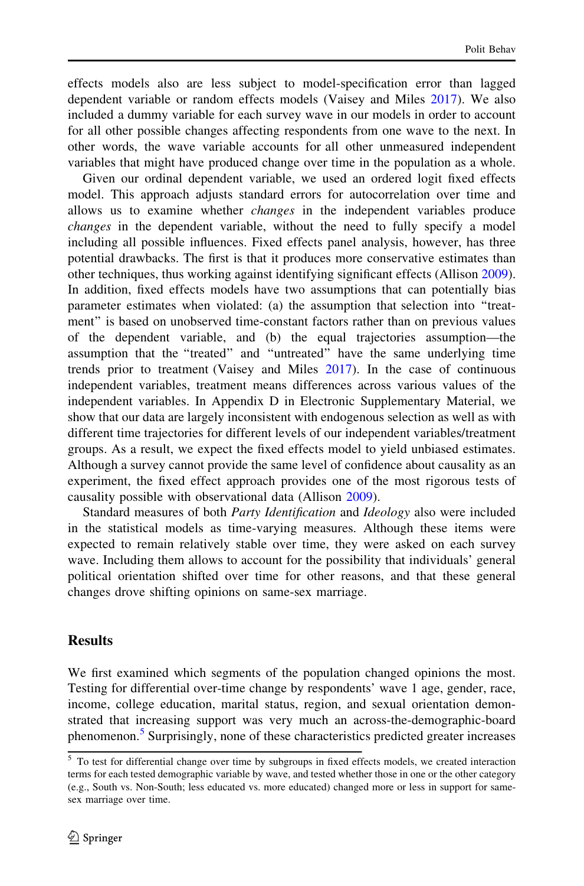effects models also are less subject to model-specification error than lagged dependent variable or random effects models (Vaisey and Miles 2017). We also included a dummy variable for each survey wave in our models in order to account for all other possible changes affecting respondents from one wave to the next. In other words, the wave variable accounts for all other unmeasured independent variables that might have produced change over time in the population as a whole.

Given our ordinal dependent variable, we used an ordered logit fixed effects model. This approach adjusts standard errors for autocorrelation over time and allows us to examine whether *changes* in the independent variables produce *changes* in the dependent variable, without the need to fully specify a model including all possible influences. Fixed effects panel analysis, however, has three potential drawbacks. The first is that it produces more conservative estimates than other techniques, thus working against identifying significant effects (Allison 2009). In addition, fixed effects models have two assumptions that can potentially bias parameter estimates when violated: (a) the assumption that selection into "treatment" is based on unobserved time-constant factors rather than on previous values of the dependent variable, and (b) the equal trajectories assumption—the assumption that the "treated" and "untreated" have the same underlying time trends prior to treatment (Vaisey and Miles 2017). In the case of continuous independent variables, treatment means differences across various values of the independent variables. In Appendix D in Electronic Supplementary Material, we show that our data are largely inconsistent with endogenous selection as well as with different time trajectories for different levels of our independent variables/treatment groups. As a result, we expect the fixed effects model to yield unbiased estimates. Although a survey cannot provide the same level of confidence about causality as an experiment, the fixed effect approach provides one of the most rigorous tests of causality possible with observational data (Allison 2009).

Standard measures of both *Party Identification* and *Ideology* also were included in the statistical models as time-varying measures. Although these items were expected to remain relatively stable over time, they were asked on each survey wave. Including them allows to account for the possibility that individuals' general political orientation shifted over time for other reasons, and that these general changes drove shifting opinions on same-sex marriage.

## Results

We first examined which segments of the population changed opinions the most. Testing for differential over-time change by respondents' wave 1 age, gender, race, income, college education, marital status, region, and sexual orientation demonstrated that increasing support was very much an across-the-demographic-board phenomenon.[5] Surprisingly, none of these characteristics predicted greater increases

[5] To test for differential change over time by subgroups in fixed effects models, we created interaction terms for each tested demographic variable by wave, and tested whether those in one or the other category (e.g., South vs. Non-South; less educated vs. more educated) changed more or less in support for same-sex marriage over time.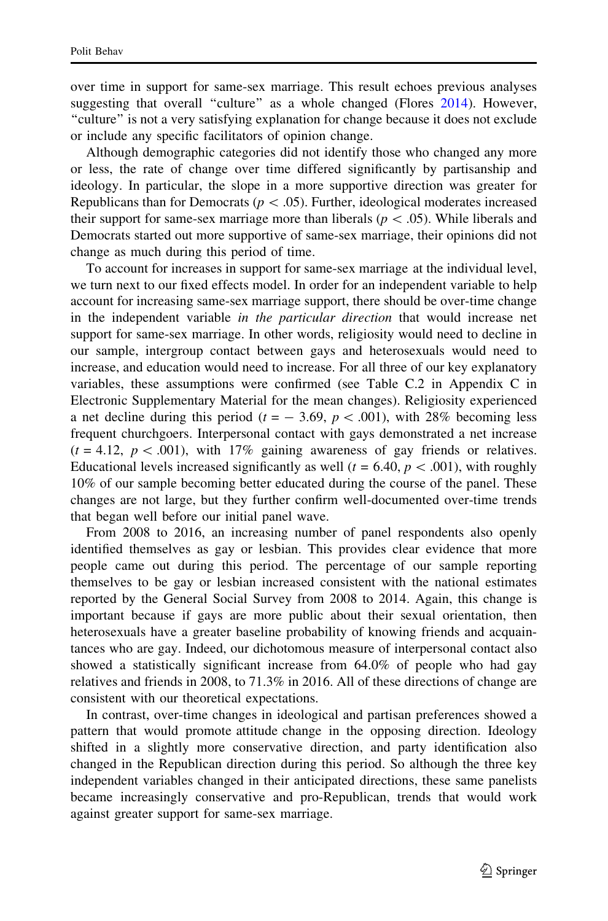over time in support for same-sex marriage. This result echoes previous analyses suggesting that overall "culture" as a whole changed (Flores 2014). However, "culture" is not a very satisfying explanation for change because it does not exclude or include any specific facilitators of opinion change.

Although demographic categories did not identify those who changed any more or less, the rate of change over time differed significantly by partisanship and ideology. In particular, the slope in a more supportive direction was greater for Republicans than for Democrats ($p < .05$). Further, ideological moderates increased their support for same-sex marriage more than liberals ($p < .05$). While liberals and Democrats started out more supportive of same-sex marriage, their opinions did not change as much during this period of time.

To account for increases in support for same-sex marriage at the individual level, we turn next to our fixed effects model. In order for an independent variable to help account for increasing same-sex marriage support, there should be over-time change in the independent variable *in the particular direction* that would increase net support for same-sex marriage. In other words, religiosity would need to decline in our sample, intergroup contact between gays and heterosexuals would need to increase, and education would need to increase. For all three of our key explanatory variables, these assumptions were confirmed (see Table C.2 in Appendix C in Electronic Supplementary Material for the mean changes). Religiosity experienced a net decline during this period ($t = -3.69$, $p < .001$), with 28% becoming less frequent churchgoers. Interpersonal contact with gays demonstrated a net increase ($t = 4.12$, $p < .001$), with 17% gaining awareness of gay friends or relatives. Educational levels increased significantly as well ($t = 6.40$, $p < .001$), with roughly 10% of our sample becoming better educated during the course of the panel. These changes are not large, but they further confirm well-documented over-time trends that began well before our initial panel wave.

From 2008 to 2016, an increasing number of panel respondents also openly identified themselves as gay or lesbian. This provides clear evidence that more people came out during this period. The percentage of our sample reporting themselves to be gay or lesbian increased consistent with the national estimates reported by the General Social Survey from 2008 to 2014. Again, this change is important because if gays are more public about their sexual orientation, then heterosexuals have a greater baseline probability of knowing friends and acquaintances who are gay. Indeed, our dichotomous measure of interpersonal contact also showed a statistically significant increase from 64.0% of people who had gay relatives and friends in 2008, to 71.3% in 2016. All of these directions of change are consistent with our theoretical expectations.

In contrast, over-time changes in ideological and partisan preferences showed a pattern that would promote attitude change in the opposing direction. Ideology shifted in a slightly more conservative direction, and party identification also changed in the Republican direction during this period. So although the three key independent variables changed in their anticipated directions, these same panelists became increasingly conservative and pro-Republican, trends that would work against greater support for same-sex marriage.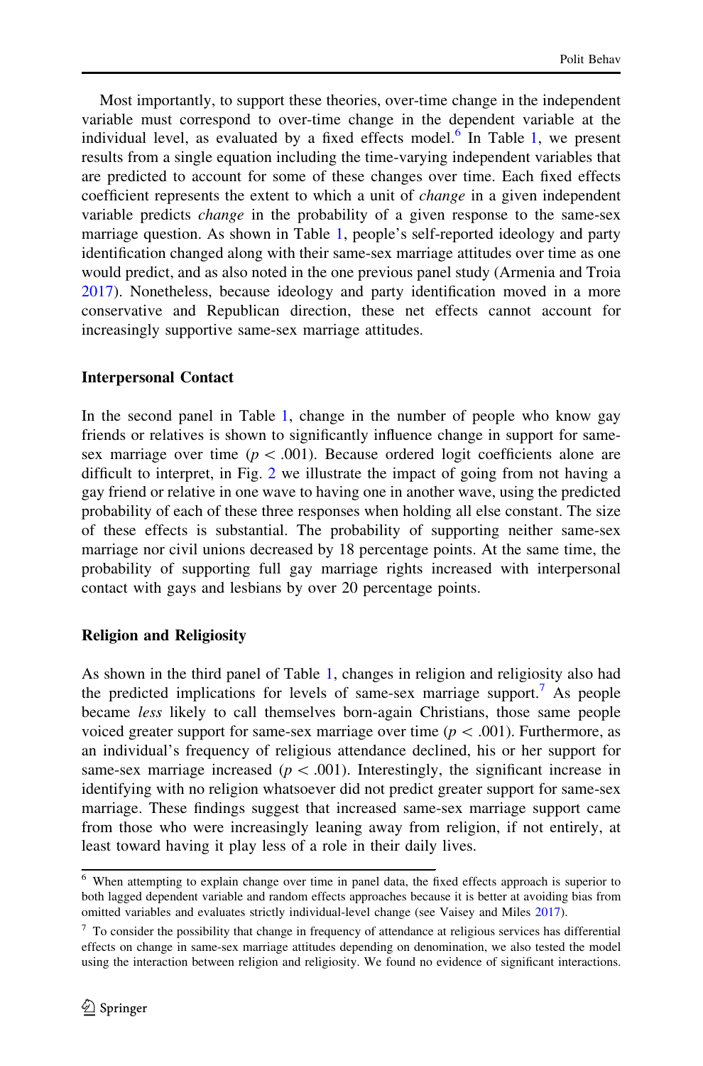Most importantly, to support these theories, over-time change in the independent variable must correspond to over-time change in the dependent variable at the individual level, as evaluated by a fixed effects model.[6] In Table 1, we present results from a single equation including the time-varying independent variables that are predicted to account for some of these changes over time. Each fixed effects coefficient represents the extent to which a unit of *change* in a given independent variable predicts *change* in the probability of a given response to the same-sex marriage question. As shown in Table 1, people's self-reported ideology and party identification changed along with their same-sex marriage attitudes over time as one would predict, and as also noted in the one previous panel study (Armenia and Troia 2017). Nonetheless, because ideology and party identification moved in a more conservative and Republican direction, these net effects cannot account for increasingly supportive same-sex marriage attitudes.

### Interpersonal Contact

In the second panel in Table 1, change in the number of people who know gay friends or relatives is shown to significantly influence change in support for same-sex marriage over time ($p < .001$). Because ordered logit coefficients alone are difficult to interpret, in Fig. 2 we illustrate the impact of going from not having a gay friend or relative in one wave to having one in another wave, using the predicted probability of each of these three responses when holding all else constant. The size of these effects is substantial. The probability of supporting neither same-sex marriage nor civil unions decreased by 18 percentage points. At the same time, the probability of supporting full gay marriage rights increased with interpersonal contact with gays and lesbians by over 20 percentage points.

### Religion and Religiosity

As shown in the third panel of Table 1, changes in religion and religiosity also had the predicted implications for levels of same-sex marriage support.[7] As people became *less* likely to call themselves born-again Christians, those same people voiced greater support for same-sex marriage over time ($p < .001$). Furthermore, as an individual's frequency of religious attendance declined, his or her support for same-sex marriage increased ($p < .001$). Interestingly, the significant increase in identifying with no religion whatsoever did not predict greater support for same-sex marriage. These findings suggest that increased same-sex marriage support came from those who were increasingly leaning away from religion, if not entirely, at least toward having it play less of a role in their daily lives.

---

[6] When attempting to explain change over time in panel data, the fixed effects approach is superior to both lagged dependent variable and random effects approaches because it is better at avoiding bias from omitted variables and evaluates strictly individual-level change (see Vaisey and Miles 2017).

[7] To consider the possibility that change in frequency of attendance at religious services has differential effects on change in same-sex marriage attitudes depending on denomination, we also tested the model using the interaction between religion and religiosity. We found no evidence of significant interactions.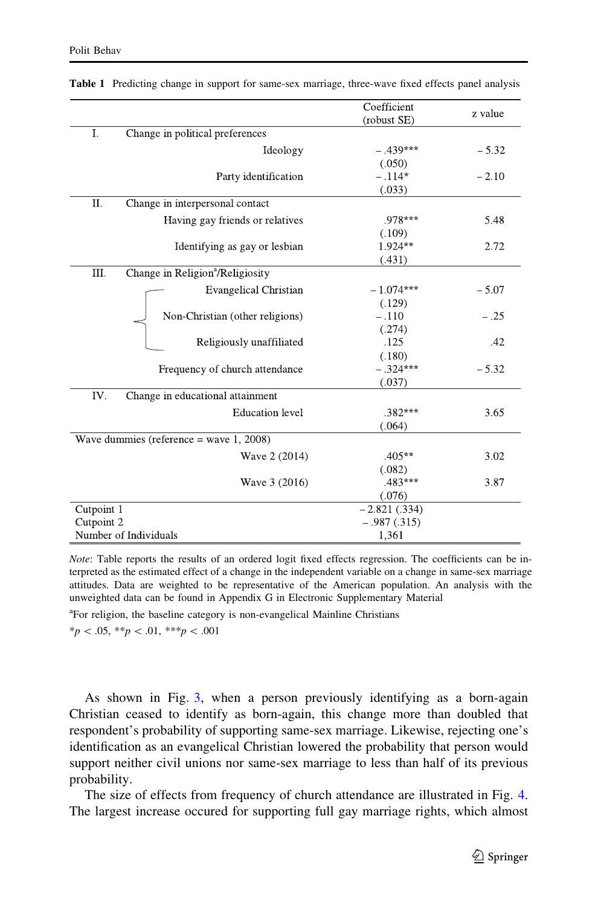**Table 1** Predicting change in support for same-sex marriage, three-wave fixed effects panel analysis

| | | Coefficient (robust SE) | z value |
|---|---|---|---|
| I. | Change in political preferences | | |
| | Ideology | − .439*** (.050) | − 5.32 |
| | Party identification | − .114* (.033) | − 2.10 |
| II. | Change in interpersonal contact | | |
| | Having gay friends or relatives | .978*** (.109) | 5.48 |
| | Identifying as gay or lesbian | 1.924** (.431) | 2.72 |
| III. | Change in Religion[a]/Religiosity | | |
| | Evangelical Christian | − 1.074*** (.129) | − 5.07 |
| | Non-Christian (other religions) | − .110 (.274) | − .25 |
| | Religiously unaffiliated | .125 (.180) | .42 |
| | Frequency of church attendance | − .324*** (.037) | − 5.32 |
| IV. | Change in educational attainment | | |
| | Education level | .382*** (.064) | 3.65 |
| Wave dummies (reference = wave 1, 2008) | | | |
| | Wave 2 (2014) | .405** (.082) | 3.02 |
| | Wave 3 (2016) | .483*** (.076) | 3.87 |
| Cutpoint 1 | | − 2.821 (.334) | |
| Cutpoint 2 | | − .987 (.315) | |
| Number of Individuals | | 1,361 | |

*Note*: Table reports the results of an ordered logit fixed effects regression. The coefficients can be interpreted as the estimated effect of a change in the independent variable on a change in same-sex marriage attitudes. Data are weighted to be representative of the American population. An analysis with the unweighted data can be found in Appendix G in Electronic Supplementary Material

[a]For religion, the baseline category is non-evangelical Mainline Christians

*$p < .05$, **$p < .01$, ***$p < .001$

As shown in Fig. 3, when a person previously identifying as a born-again Christian ceased to identify as born-again, this change more than doubled that respondent's probability of supporting same-sex marriage. Likewise, rejecting one's identification as an evangelical Christian lowered the probability that person would support neither civil unions nor same-sex marriage to less than half of its previous probability.

The size of effects from frequency of church attendance are illustrated in Fig. 4. The largest increase occured for supporting full gay marriage rights, which almost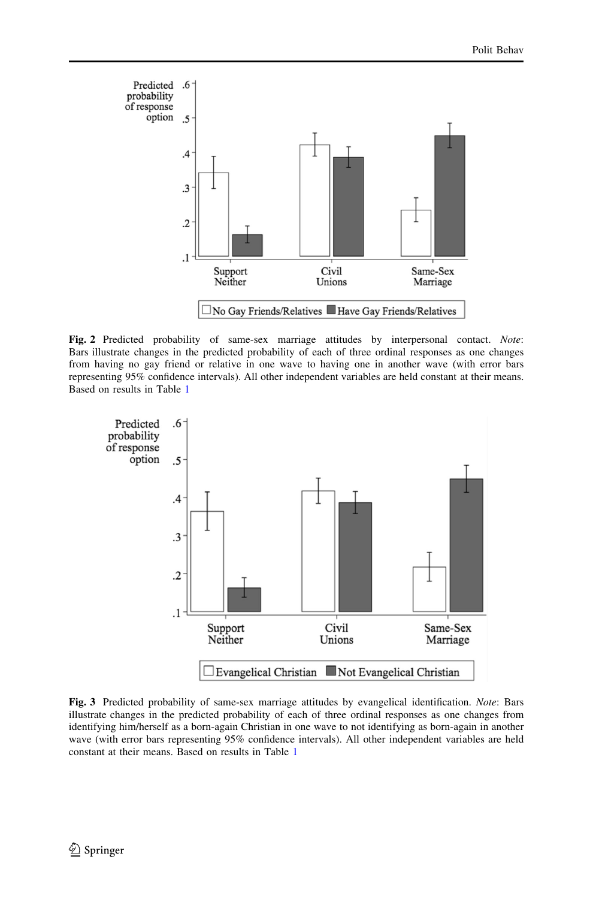**Fig. 2** Predicted probability of same-sex marriage attitudes by interpersonal contact. *Note*: Bars illustrate changes in the predicted probability of each of three ordinal responses as one changes from having no gay friend or relative in one wave to having one in another wave (with error bars representing 95% confidence intervals). All other independent variables are held constant at their means. Based on results in Table 1

**Fig. 3** Predicted probability of same-sex marriage attitudes by evangelical identification. *Note*: Bars illustrate changes in the predicted probability of each of three ordinal responses as one changes from identifying him/herself as a born-again Christian in one wave to not identifying as born-again in another wave (with error bars representing 95% confidence intervals). All other independent variables are held constant at their means. Based on results in Table 1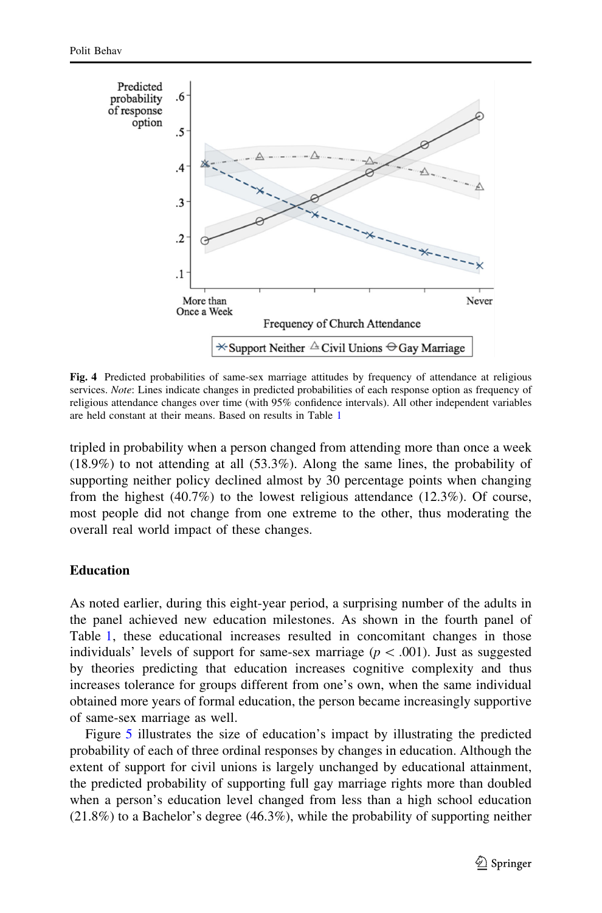**Fig. 4** Predicted probabilities of same-sex marriage attitudes by frequency of attendance at religious services. *Note*: Lines indicate changes in predicted probabilities of each response option as frequency of religious attendance changes over time (with 95% confidence intervals). All other independent variables are held constant at their means. Based on results in Table 1

tripled in probability when a person changed from attending more than once a week (18.9%) to not attending at all (53.3%). Along the same lines, the probability of supporting neither policy declined almost by 30 percentage points when changing from the highest (40.7%) to the lowest religious attendance (12.3%). Of course, most people did not change from one extreme to the other, thus moderating the overall real world impact of these changes.

### Education

As noted earlier, during this eight-year period, a surprising number of the adults in the panel achieved new education milestones. As shown in the fourth panel of Table 1, these educational increases resulted in concomitant changes in those individuals' levels of support for same-sex marriage ($p < .001$). Just as suggested by theories predicting that education increases cognitive complexity and thus increases tolerance for groups different from one's own, when the same individual obtained more years of formal education, the person became increasingly supportive of same-sex marriage as well.

Figure 5 illustrates the size of education's impact by illustrating the predicted probability of each of three ordinal responses by changes in education. Although the extent of support for civil unions is largely unchanged by educational attainment, the predicted probability of supporting full gay marriage rights more than doubled when a person's education level changed from less than a high school education (21.8%) to a Bachelor's degree (46.3%), while the probability of supporting neither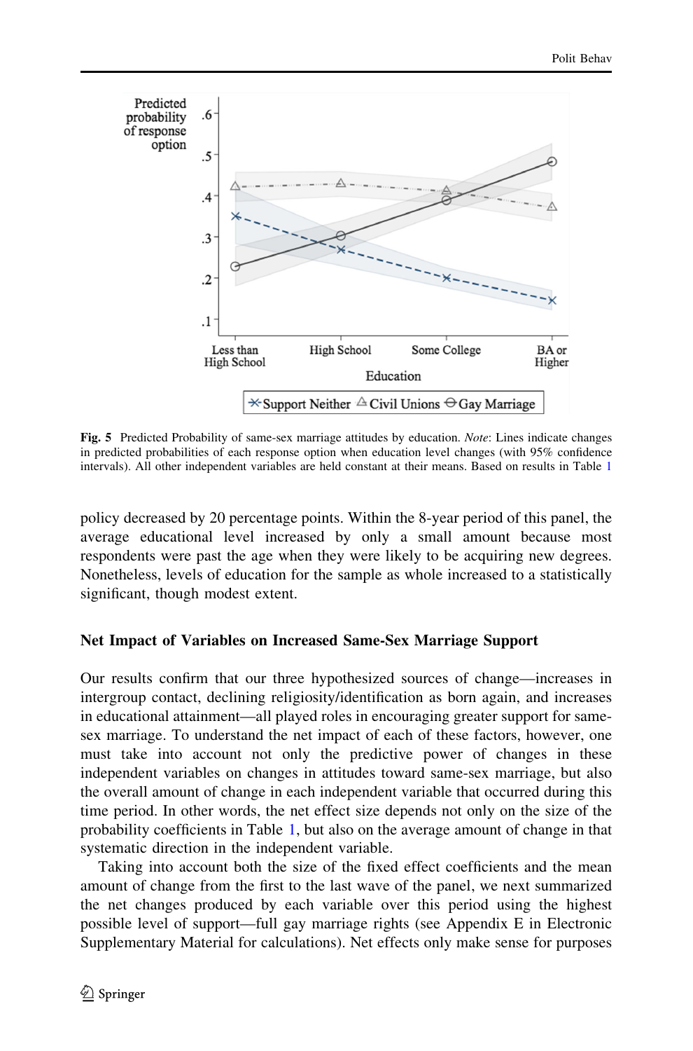**Fig. 5** Predicted Probability of same-sex marriage attitudes by education. *Note*: Lines indicate changes in predicted probabilities of each response option when education level changes (with 95% confidence intervals). All other independent variables are held constant at their means. Based on results in Table 1

policy decreased by 20 percentage points. Within the 8-year period of this panel, the average educational level increased by only a small amount because most respondents were past the age when they were likely to be acquiring new degrees. Nonetheless, levels of education for the sample as whole increased to a statistically significant, though modest extent.

### Net Impact of Variables on Increased Same-Sex Marriage Support

Our results confirm that our three hypothesized sources of change—increases in intergroup contact, declining religiosity/identification as born again, and increases in educational attainment—all played roles in encouraging greater support for same-sex marriage. To understand the net impact of each of these factors, however, one must take into account not only the predictive power of changes in these independent variables on changes in attitudes toward same-sex marriage, but also the overall amount of change in each independent variable that occurred during this time period. In other words, the net effect size depends not only on the size of the probability coefficients in Table 1, but also on the average amount of change in that systematic direction in the independent variable.

Taking into account both the size of the fixed effect coefficients and the mean amount of change from the first to the last wave of the panel, we next summarized the net changes produced by each variable over this period using the highest possible level of support—full gay marriage rights (see Appendix E in Electronic Supplementary Material for calculations). Net effects only make sense for purposes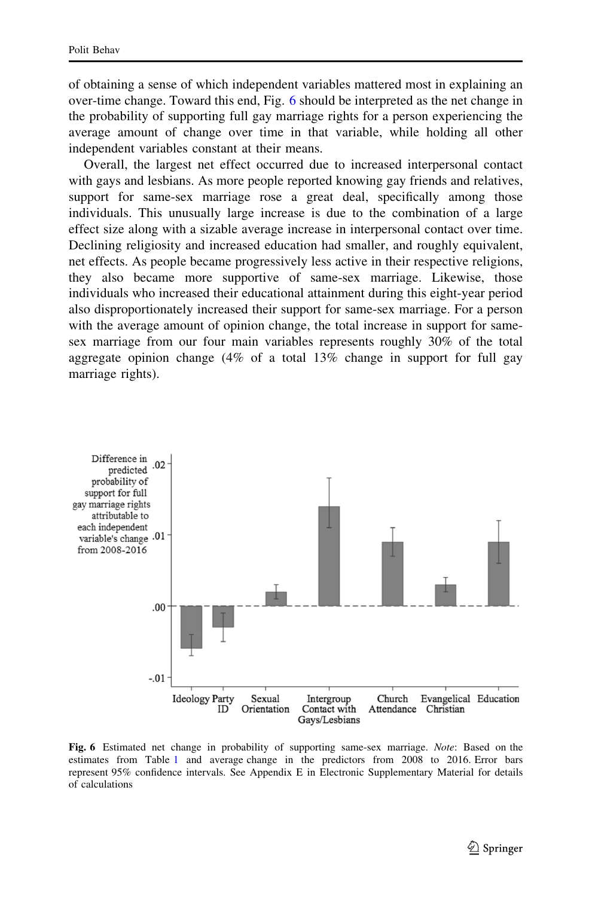of obtaining a sense of which independent variables mattered most in explaining an over-time change. Toward this end, Fig. 6 should be interpreted as the net change in the probability of supporting full gay marriage rights for a person experiencing the average amount of change over time in that variable, while holding all other independent variables constant at their means.

Overall, the largest net effect occurred due to increased interpersonal contact with gays and lesbians. As more people reported knowing gay friends and relatives, support for same-sex marriage rose a great deal, specifically among those individuals. This unusually large increase is due to the combination of a large effect size along with a sizable average increase in interpersonal contact over time. Declining religiosity and increased education had smaller, and roughly equivalent, net effects. As people became progressively less active in their respective religions, they also became more supportive of same-sex marriage. Likewise, those individuals who increased their educational attainment during this eight-year period also disproportionately increased their support for same-sex marriage. For a person with the average amount of opinion change, the total increase in support for same-sex marriage from our four main variables represents roughly 30% of the total aggregate opinion change (4% of a total 13% change in support for full gay marriage rights).

**Fig. 6** Estimated net change in probability of supporting same-sex marriage. *Note*: Based on the estimates from Table 1 and average change in the predictors from 2008 to 2016. Error bars represent 95% confidence intervals. See Appendix E in Electronic Supplementary Material for details of calculations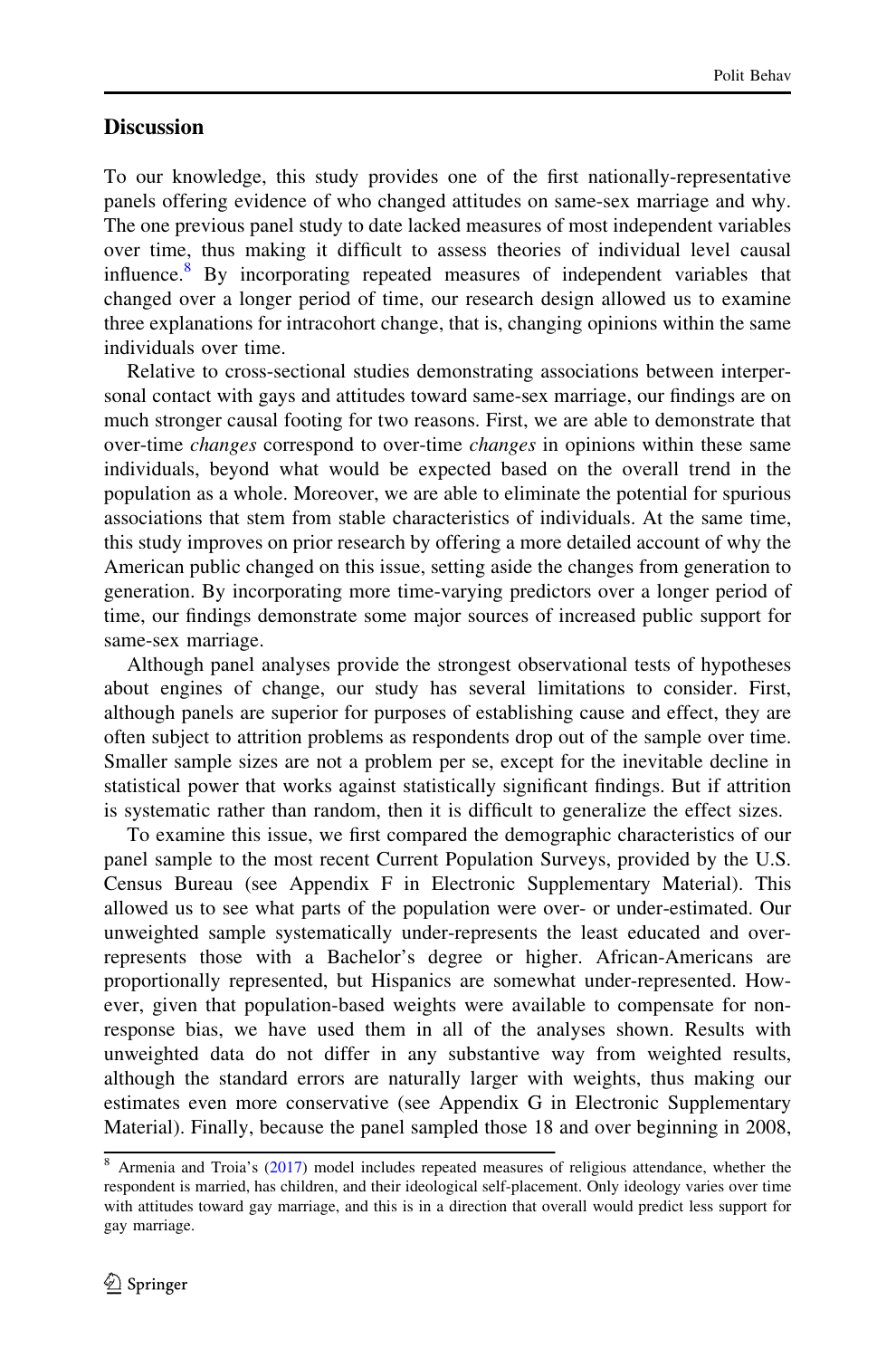## Discussion

To our knowledge, this study provides one of the first nationally-representative panels offering evidence of who changed attitudes on same-sex marriage and why. The one previous panel study to date lacked measures of most independent variables over time, thus making it difficult to assess theories of individual level causal influence.[8] By incorporating repeated measures of independent variables that changed over a longer period of time, our research design allowed us to examine three explanations for intracohort change, that is, changing opinions within the same individuals over time.

Relative to cross-sectional studies demonstrating associations between interpersonal contact with gays and attitudes toward same-sex marriage, our findings are on much stronger causal footing for two reasons. First, we are able to demonstrate that over-time *changes* correspond to over-time *changes* in opinions within these same individuals, beyond what would be expected based on the overall trend in the population as a whole. Moreover, we are able to eliminate the potential for spurious associations that stem from stable characteristics of individuals. At the same time, this study improves on prior research by offering a more detailed account of why the American public changed on this issue, setting aside the changes from generation to generation. By incorporating more time-varying predictors over a longer period of time, our findings demonstrate some major sources of increased public support for same-sex marriage.

Although panel analyses provide the strongest observational tests of hypotheses about engines of change, our study has several limitations to consider. First, although panels are superior for purposes of establishing cause and effect, they are often subject to attrition problems as respondents drop out of the sample over time. Smaller sample sizes are not a problem per se, except for the inevitable decline in statistical power that works against statistically significant findings. But if attrition is systematic rather than random, then it is difficult to generalize the effect sizes.

To examine this issue, we first compared the demographic characteristics of our panel sample to the most recent Current Population Surveys, provided by the U.S. Census Bureau (see Appendix F in Electronic Supplementary Material). This allowed us to see what parts of the population were over- or under-estimated. Our unweighted sample systematically under-represents the least educated and over-represents those with a Bachelor's degree or higher. African-Americans are proportionally represented, but Hispanics are somewhat under-represented. However, given that population-based weights were available to compensate for non-response bias, we have used them in all of the analyses shown. Results with unweighted data do not differ in any substantive way from weighted results, although the standard errors are naturally larger with weights, thus making our estimates even more conservative (see Appendix G in Electronic Supplementary Material). Finally, because the panel sampled those 18 and over beginning in 2008,

---

[8] Armenia and Troia's (2017) model includes repeated measures of religious attendance, whether the respondent is married, has children, and their ideological self-placement. Only ideology varies over time with attitudes toward gay marriage, and this is in a direction that overall would predict less support for gay marriage.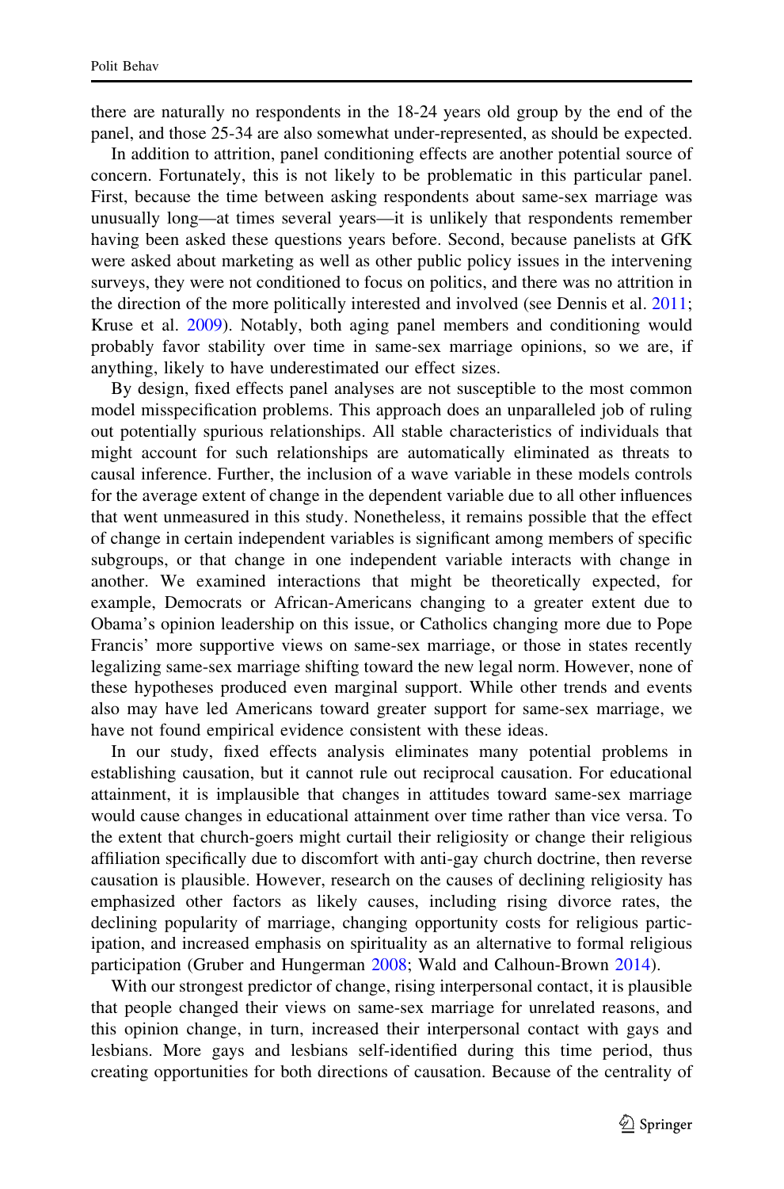there are naturally no respondents in the 18-24 years old group by the end of the panel, and those 25-34 are also somewhat under-represented, as should be expected.

In addition to attrition, panel conditioning effects are another potential source of concern. Fortunately, this is not likely to be problematic in this particular panel. First, because the time between asking respondents about same-sex marriage was unusually long—at times several years—it is unlikely that respondents remember having been asked these questions years before. Second, because panelists at GfK were asked about marketing as well as other public policy issues in the intervening surveys, they were not conditioned to focus on politics, and there was no attrition in the direction of the more politically interested and involved (see Dennis et al. 2011; Kruse et al. 2009). Notably, both aging panel members and conditioning would probably favor stability over time in same-sex marriage opinions, so we are, if anything, likely to have underestimated our effect sizes.

By design, fixed effects panel analyses are not susceptible to the most common model misspecification problems. This approach does an unparalleled job of ruling out potentially spurious relationships. All stable characteristics of individuals that might account for such relationships are automatically eliminated as threats to causal inference. Further, the inclusion of a wave variable in these models controls for the average extent of change in the dependent variable due to all other influences that went unmeasured in this study. Nonetheless, it remains possible that the effect of change in certain independent variables is significant among members of specific subgroups, or that change in one independent variable interacts with change in another. We examined interactions that might be theoretically expected, for example, Democrats or African-Americans changing to a greater extent due to Obama's opinion leadership on this issue, or Catholics changing more due to Pope Francis' more supportive views on same-sex marriage, or those in states recently legalizing same-sex marriage shifting toward the new legal norm. However, none of these hypotheses produced even marginal support. While other trends and events also may have led Americans toward greater support for same-sex marriage, we have not found empirical evidence consistent with these ideas.

In our study, fixed effects analysis eliminates many potential problems in establishing causation, but it cannot rule out reciprocal causation. For educational attainment, it is implausible that changes in attitudes toward same-sex marriage would cause changes in educational attainment over time rather than vice versa. To the extent that church-goers might curtail their religiosity or change their religious affiliation specifically due to discomfort with anti-gay church doctrine, then reverse causation is plausible. However, research on the causes of declining religiosity has emphasized other factors as likely causes, including rising divorce rates, the declining popularity of marriage, changing opportunity costs for religious participation, and increased emphasis on spirituality as an alternative to formal religious participation (Gruber and Hungerman 2008; Wald and Calhoun-Brown 2014).

With our strongest predictor of change, rising interpersonal contact, it is plausible that people changed their views on same-sex marriage for unrelated reasons, and this opinion change, in turn, increased their interpersonal contact with gays and lesbians. More gays and lesbians self-identified during this time period, thus creating opportunities for both directions of causation. Because of the centrality of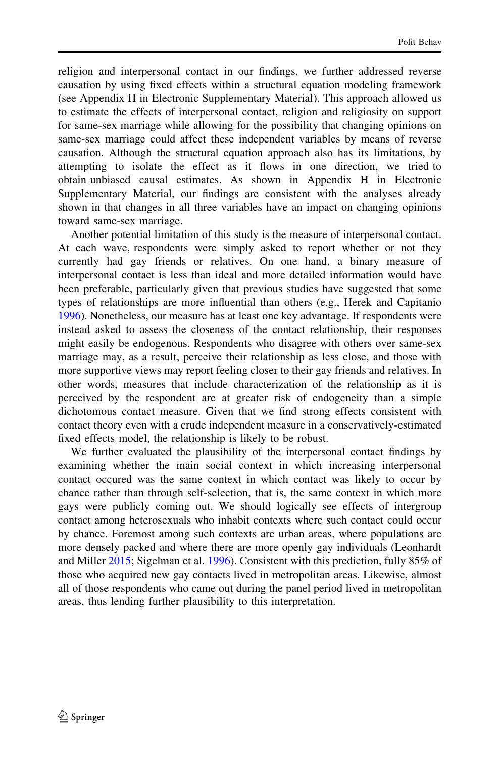religion and interpersonal contact in our findings, we further addressed reverse causation by using fixed effects within a structural equation modeling framework (see Appendix H in Electronic Supplementary Material). This approach allowed us to estimate the effects of interpersonal contact, religion and religiosity on support for same-sex marriage while allowing for the possibility that changing opinions on same-sex marriage could affect these independent variables by means of reverse causation. Although the structural equation approach also has its limitations, by attempting to isolate the effect as it flows in one direction, we tried to obtain unbiased causal estimates. As shown in Appendix H in Electronic Supplementary Material, our findings are consistent with the analyses already shown in that changes in all three variables have an impact on changing opinions toward same-sex marriage.

Another potential limitation of this study is the measure of interpersonal contact. At each wave, respondents were simply asked to report whether or not they currently had gay friends or relatives. On one hand, a binary measure of interpersonal contact is less than ideal and more detailed information would have been preferable, particularly given that previous studies have suggested that some types of relationships are more influential than others (e.g., Herek and Capitanio 1996). Nonetheless, our measure has at least one key advantage. If respondents were instead asked to assess the closeness of the contact relationship, their responses might easily be endogenous. Respondents who disagree with others over same-sex marriage may, as a result, perceive their relationship as less close, and those with more supportive views may report feeling closer to their gay friends and relatives. In other words, measures that include characterization of the relationship as it is perceived by the respondent are at greater risk of endogeneity than a simple dichotomous contact measure. Given that we find strong effects consistent with contact theory even with a crude independent measure in a conservatively-estimated fixed effects model, the relationship is likely to be robust.

We further evaluated the plausibility of the interpersonal contact findings by examining whether the main social context in which increasing interpersonal contact occured was the same context in which contact was likely to occur by chance rather than through self-selection, that is, the same context in which more gays were publicly coming out. We should logically see effects of intergroup contact among heterosexuals who inhabit contexts where such contact could occur by chance. Foremost among such contexts are urban areas, where populations are more densely packed and where there are more openly gay individuals (Leonhardt and Miller 2015; Sigelman et al. 1996). Consistent with this prediction, fully 85% of those who acquired new gay contacts lived in metropolitan areas. Likewise, almost all of those respondents who came out during the panel period lived in metropolitan areas, thus lending further plausibility to this interpretation.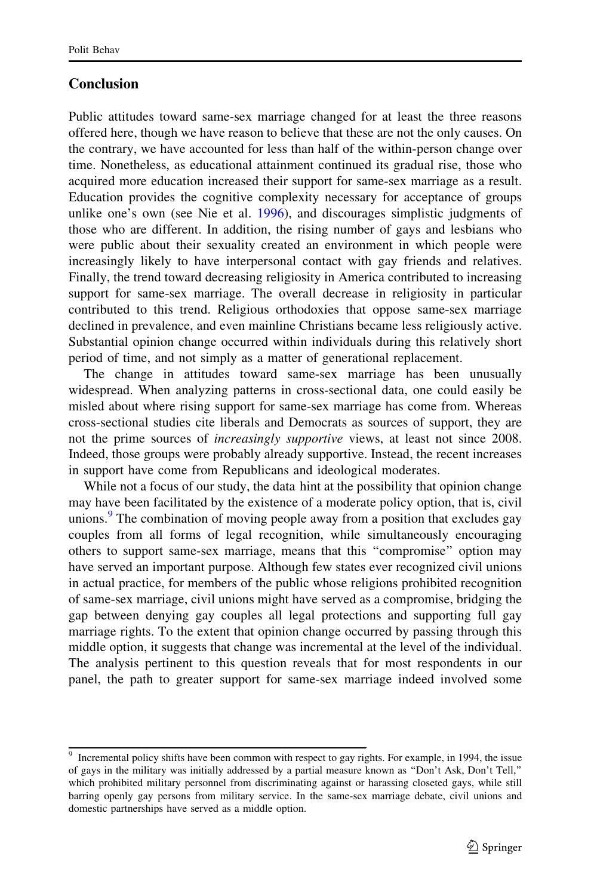## Conclusion

Public attitudes toward same-sex marriage changed for at least the three reasons offered here, though we have reason to believe that these are not the only causes. On the contrary, we have accounted for less than half of the within-person change over time. Nonetheless, as educational attainment continued its gradual rise, those who acquired more education increased their support for same-sex marriage as a result. Education provides the cognitive complexity necessary for acceptance of groups unlike one's own (see Nie et al. 1996), and discourages simplistic judgments of those who are different. In addition, the rising number of gays and lesbians who were public about their sexuality created an environment in which people were increasingly likely to have interpersonal contact with gay friends and relatives. Finally, the trend toward decreasing religiosity in America contributed to increasing support for same-sex marriage. The overall decrease in religiosity in particular contributed to this trend. Religious orthodoxies that oppose same-sex marriage declined in prevalence, and even mainline Christians became less religiously active. Substantial opinion change occurred within individuals during this relatively short period of time, and not simply as a matter of generational replacement.

The change in attitudes toward same-sex marriage has been unusually widespread. When analyzing patterns in cross-sectional data, one could easily be misled about where rising support for same-sex marriage has come from. Whereas cross-sectional studies cite liberals and Democrats as sources of support, they are not the prime sources of *increasingly supportive* views, at least not since 2008. Indeed, those groups were probably already supportive. Instead, the recent increases in support have come from Republicans and ideological moderates.

While not a focus of our study, the data hint at the possibility that opinion change may have been facilitated by the existence of a moderate policy option, that is, civil unions.[9] The combination of moving people away from a position that excludes gay couples from all forms of legal recognition, while simultaneously encouraging others to support same-sex marriage, means that this "compromise" option may have served an important purpose. Although few states ever recognized civil unions in actual practice, for members of the public whose religions prohibited recognition of same-sex marriage, civil unions might have served as a compromise, bridging the gap between denying gay couples all legal protections and supporting full gay marriage rights. To the extent that opinion change occurred by passing through this middle option, it suggests that change was incremental at the level of the individual. The analysis pertinent to this question reveals that for most respondents in our panel, the path to greater support for same-sex marriage indeed involved some

---

[9] Incremental policy shifts have been common with respect to gay rights. For example, in 1994, the issue of gays in the military was initially addressed by a partial measure known as "Don't Ask, Don't Tell," which prohibited military personnel from discriminating against or harassing closeted gays, while still barring openly gay persons from military service. In the same-sex marriage debate, civil unions and domestic partnerships have served as a middle option.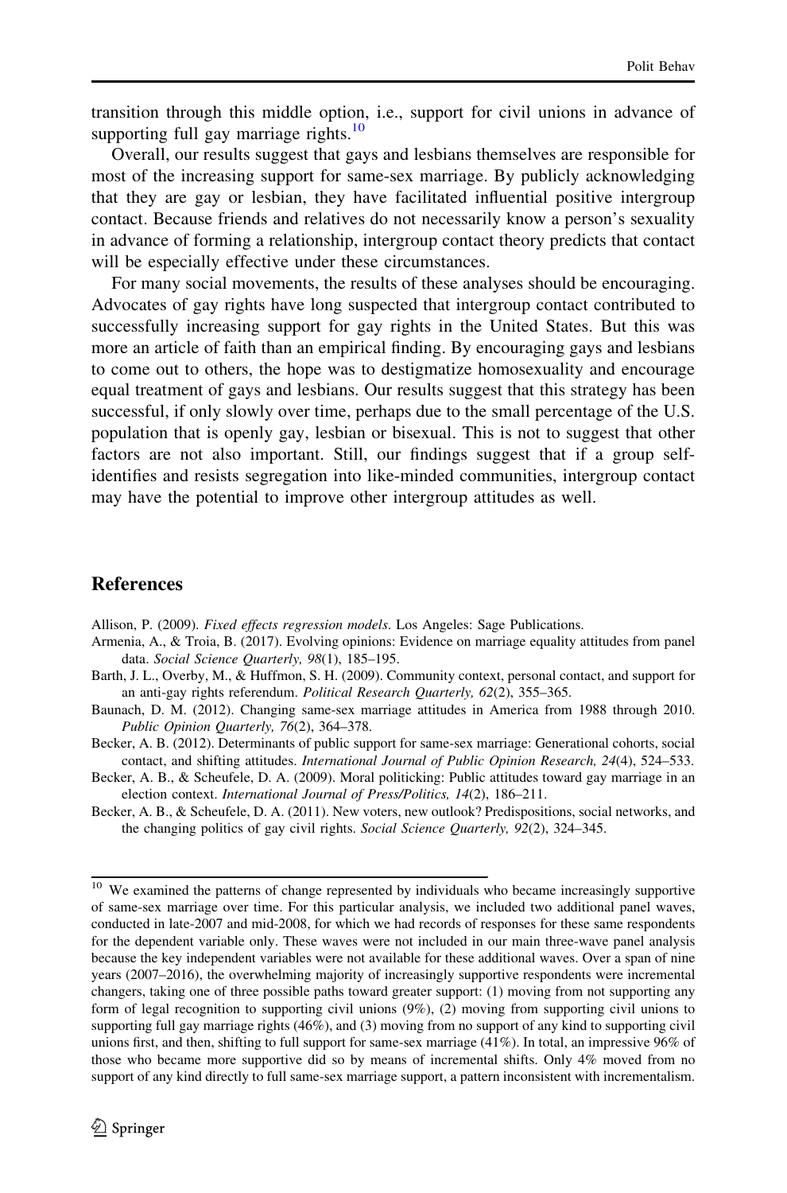transition through this middle option, i.e., support for civil unions in advance of supporting full gay marriage rights.[10]

Overall, our results suggest that gays and lesbians themselves are responsible for most of the increasing support for same-sex marriage. By publicly acknowledging that they are gay or lesbian, they have facilitated influential positive intergroup contact. Because friends and relatives do not necessarily know a person's sexuality in advance of forming a relationship, intergroup contact theory predicts that contact will be especially effective under these circumstances.

For many social movements, the results of these analyses should be encouraging. Advocates of gay rights have long suspected that intergroup contact contributed to successfully increasing support for gay rights in the United States. But this was more an article of faith than an empirical finding. By encouraging gays and lesbians to come out to others, the hope was to destigmatize homosexuality and encourage equal treatment of gays and lesbians. Our results suggest that this strategy has been successful, if only slowly over time, perhaps due to the small percentage of the U.S. population that is openly gay, lesbian or bisexual. This is not to suggest that other factors are not also important. Still, our findings suggest that if a group self-identifies and resists segregation into like-minded communities, intergroup contact may have the potential to improve other intergroup attitudes as well.

## References

Allison, P. (2009). *Fixed effects regression models*. Los Angeles: Sage Publications.

Armenia, A., & Troia, B. (2017). Evolving opinions: Evidence on marriage equality attitudes from panel data. *Social Science Quarterly, 98*(1), 185–195.

Barth, J. L., Overby, M., & Huffmon, S. H. (2009). Community context, personal contact, and support for an anti-gay rights referendum. *Political Research Quarterly, 62*(2), 355–365.

Baunach, D. M. (2012). Changing same-sex marriage attitudes in America from 1988 through 2010. *Public Opinion Quarterly, 76*(2), 364–378.

Becker, A. B. (2012). Determinants of public support for same-sex marriage: Generational cohorts, social contact, and shifting attitudes. *International Journal of Public Opinion Research, 24*(4), 524–533.

Becker, A. B., & Scheufele, D. A. (2009). Moral politicking: Public attitudes toward gay marriage in an election context. *International Journal of Press/Politics, 14*(2), 186–211.

Becker, A. B., & Scheufele, D. A. (2011). New voters, new outlook? Predispositions, social networks, and the changing politics of gay civil rights. *Social Science Quarterly, 92*(2), 324–345.

---

[10] We examined the patterns of change represented by individuals who became increasingly supportive of same-sex marriage over time. For this particular analysis, we included two additional panel waves, conducted in late-2007 and mid-2008, for which we had records of responses for these same respondents for the dependent variable only. These waves were not included in our main three-wave panel analysis because the key independent variables were not available for these additional waves. Over a span of nine years (2007–2016), the overwhelming majority of increasingly supportive respondents were incremental changers, taking one of three possible paths toward greater support: (1) moving from not supporting any form of legal recognition to supporting civil unions (9%), (2) moving from supporting civil unions to supporting full gay marriage rights (46%), and (3) moving from no support of any kind to supporting civil unions first, and then, shifting to full support for same-sex marriage (41%). In total, an impressive 96% of those who became more supportive did so by means of incremental shifts. Only 4% moved from no support of any kind directly to full same-sex marriage support, a pattern inconsistent with incrementalism.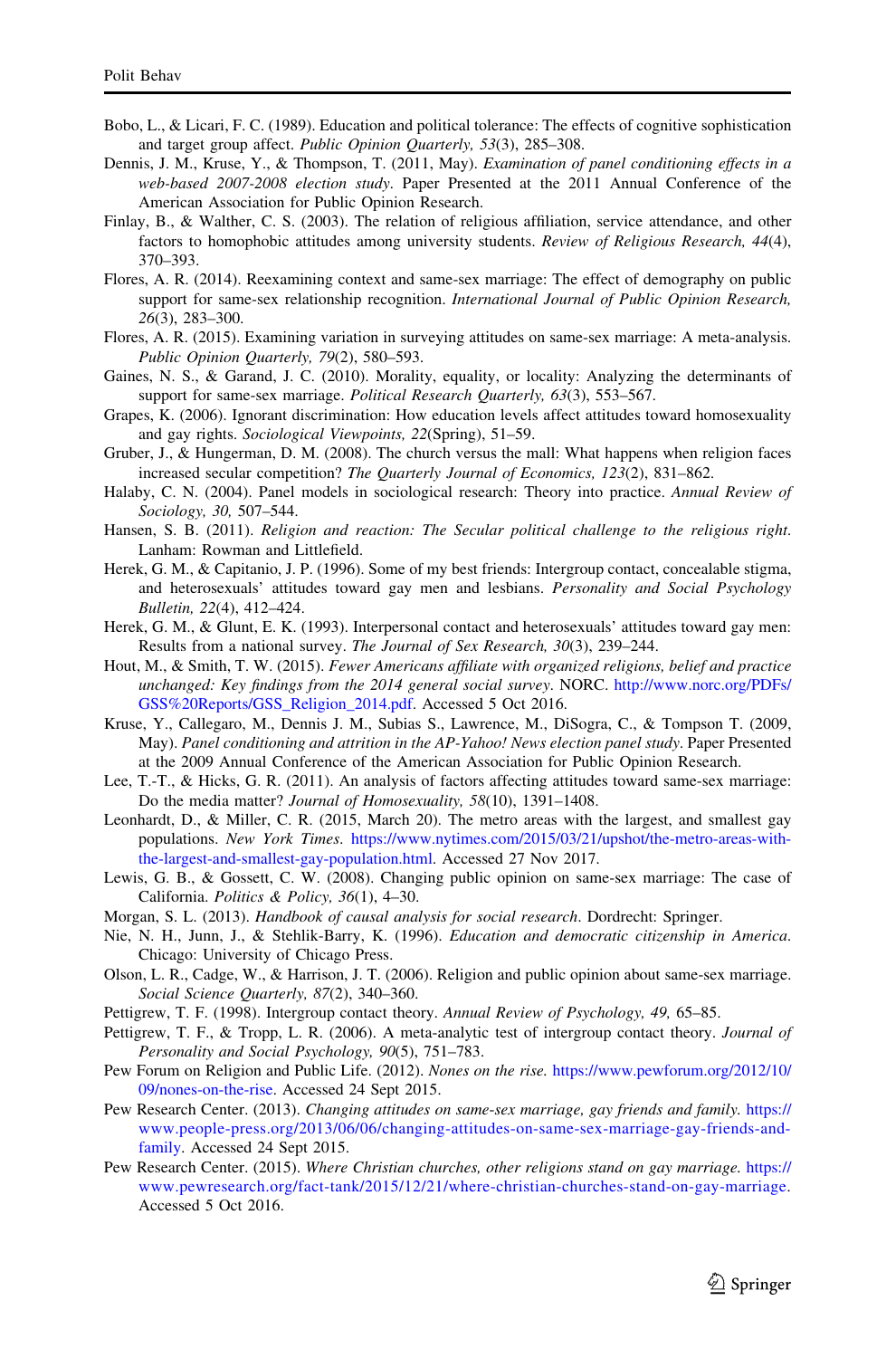Bobo, L., & Licari, F. C. (1989). Education and political tolerance: The effects of cognitive sophistication and target group affect. *Public Opinion Quarterly, 53*(3), 285–308.

Dennis, J. M., Kruse, Y., & Thompson, T. (2011, May). *Examination of panel conditioning effects in a web-based 2007-2008 election study*. Paper Presented at the 2011 Annual Conference of the American Association for Public Opinion Research.

Finlay, B., & Walther, C. S. (2003). The relation of religious affiliation, service attendance, and other factors to homophobic attitudes among university students. *Review of Religious Research, 44*(4), 370–393.

Flores, A. R. (2014). Reexamining context and same-sex marriage: The effect of demography on public support for same-sex relationship recognition. *International Journal of Public Opinion Research, 26*(3), 283–300.

Flores, A. R. (2015). Examining variation in surveying attitudes on same-sex marriage: A meta-analysis. *Public Opinion Quarterly, 79*(2), 580–593.

Gaines, N. S., & Garand, J. C. (2010). Morality, equality, or locality: Analyzing the determinants of support for same-sex marriage. *Political Research Quarterly, 63*(3), 553–567.

Grapes, K. (2006). Ignorant discrimination: How education levels affect attitudes toward homosexuality and gay rights. *Sociological Viewpoints, 22*(Spring), 51–59.

Gruber, J., & Hungerman, D. M. (2008). The church versus the mall: What happens when religion faces increased secular competition? *The Quarterly Journal of Economics, 123*(2), 831–862.

Halaby, C. N. (2004). Panel models in sociological research: Theory into practice. *Annual Review of Sociology, 30,* 507–544.

Hansen, S. B. (2011). *Religion and reaction: The Secular political challenge to the religious right*. Lanham: Rowman and Littlefield.

Herek, G. M., & Capitanio, J. P. (1996). Some of my best friends: Intergroup contact, concealable stigma, and heterosexuals' attitudes toward gay men and lesbians. *Personality and Social Psychology Bulletin, 22*(4), 412–424.

Herek, G. M., & Glunt, E. K. (1993). Interpersonal contact and heterosexuals' attitudes toward gay men: Results from a national survey. *The Journal of Sex Research, 30*(3), 239–244.

Hout, M., & Smith, T. W. (2015). *Fewer Americans affiliate with organized religions, belief and practice unchanged: Key findings from the 2014 general social survey*. NORC. http://www.norc.org/PDFs/GSS%20Reports/GSS_Religion_2014.pdf. Accessed 5 Oct 2016.

Kruse, Y., Callegaro, M., Dennis J. M., Subias S., Lawrence, M., DiSogra, C., & Tompson T. (2009, May). *Panel conditioning and attrition in the AP-Yahoo! News election panel study*. Paper Presented at the 2009 Annual Conference of the American Association for Public Opinion Research.

Lee, T.-T., & Hicks, G. R. (2011). An analysis of factors affecting attitudes toward same-sex marriage: Do the media matter? *Journal of Homosexuality, 58*(10), 1391–1408.

Leonhardt, D., & Miller, C. R. (2015, March 20). The metro areas with the largest, and smallest gay populations. *New York Times*. https://www.nytimes.com/2015/03/21/upshot/the-metro-areas-with-the-largest-and-smallest-gay-population.html. Accessed 27 Nov 2017.

Lewis, G. B., & Gossett, C. W. (2008). Changing public opinion on same-sex marriage: The case of California. *Politics & Policy, 36*(1), 4–30.

Morgan, S. L. (2013). *Handbook of causal analysis for social research*. Dordrecht: Springer.

Nie, N. H., Junn, J., & Stehlik-Barry, K. (1996). *Education and democratic citizenship in America*. Chicago: University of Chicago Press.

Olson, L. R., Cadge, W., & Harrison, J. T. (2006). Religion and public opinion about same-sex marriage. *Social Science Quarterly, 87*(2), 340–360.

Pettigrew, T. F. (1998). Intergroup contact theory. *Annual Review of Psychology, 49,* 65–85.

Pettigrew, T. F., & Tropp, L. R. (2006). A meta-analytic test of intergroup contact theory. *Journal of Personality and Social Psychology, 90*(5), 751–783.

Pew Forum on Religion and Public Life. (2012). *Nones on the rise*. https://www.pewforum.org/2012/10/09/nones-on-the-rise. Accessed 24 Sept 2015.

Pew Research Center. (2013). *Changing attitudes on same-sex marriage, gay friends and family*. https://www.people-press.org/2013/06/06/changing-attitudes-on-same-sex-marriage-gay-friends-and-family. Accessed 24 Sept 2015.

Pew Research Center. (2015). *Where Christian churches, other religions stand on gay marriage*. https://www.pewresearch.org/fact-tank/2015/12/21/where-christian-churches-stand-on-gay-marriage. Accessed 5 Oct 2016.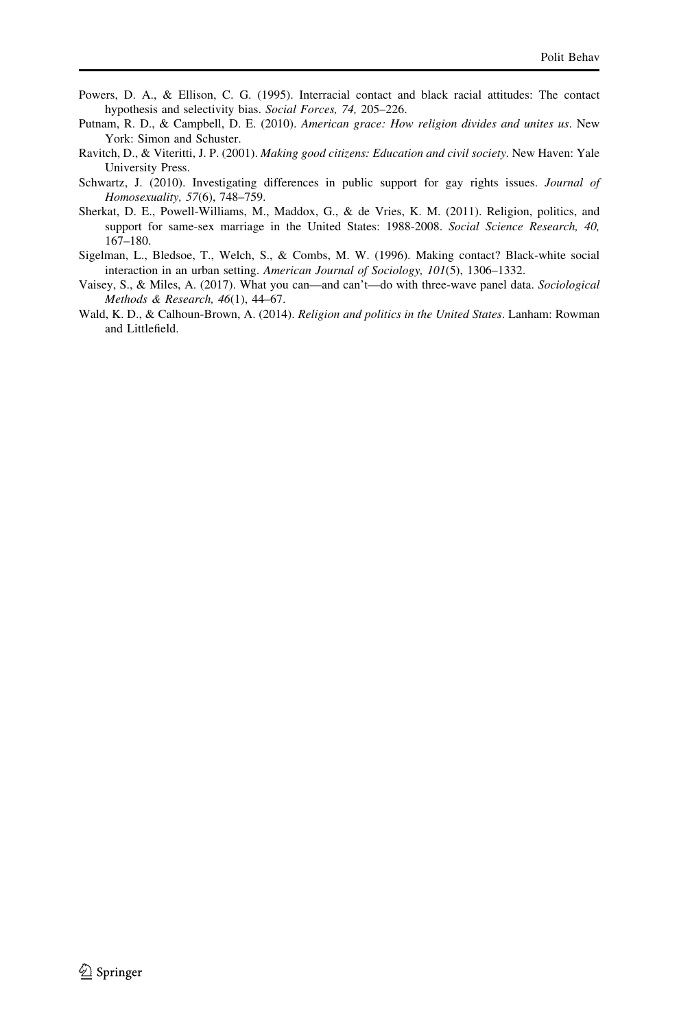Powers, D. A., & Ellison, C. G. (1995). Interracial contact and black racial attitudes: The contact hypothesis and selectivity bias. *Social Forces, 74,* 205–226.

Putnam, R. D., & Campbell, D. E. (2010). *American grace: How religion divides and unites us*. New York: Simon and Schuster.

Ravitch, D., & Viteritti, J. P. (2001). *Making good citizens: Education and civil society*. New Haven: Yale University Press.

Schwartz, J. (2010). Investigating differences in public support for gay rights issues. *Journal of Homosexuality, 57*(6), 748–759.

Sherkat, D. E., Powell-Williams, M., Maddox, G., & de Vries, K. M. (2011). Religion, politics, and support for same-sex marriage in the United States: 1988-2008. *Social Science Research, 40,* 167–180.

Sigelman, L., Bledsoe, T., Welch, S., & Combs, M. W. (1996). Making contact? Black-white social interaction in an urban setting. *American Journal of Sociology, 101*(5), 1306–1332.

Vaisey, S., & Miles, A. (2017). What you can—and can't—do with three-wave panel data. *Sociological Methods & Research, 46*(1), 44–67.

Wald, K. D., & Calhoun-Brown, A. (2014). *Religion and politics in the United States*. Lanham: Rowman and Littlefield.